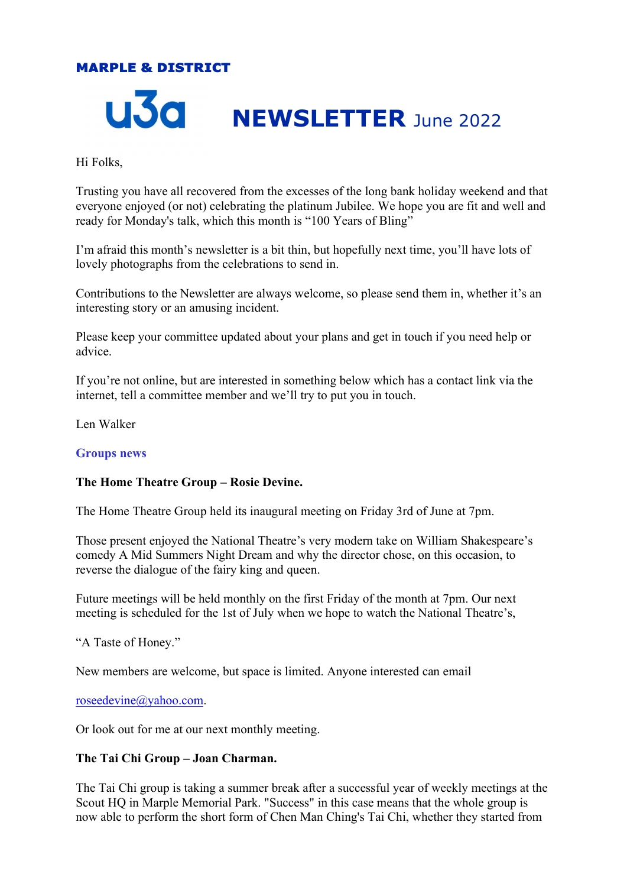**MARPLE & DISTRICT**

# u3a NEWSLETTER June 2022

Hi Folks,

Trusting you have all recovered from the excesses of the long bank holiday weekend and that everyone enjoyed (or not) celebrating the platinum Jubilee. We hope you are fit and well and ready for Monday's talk, which this month is "100 Years of Bling"

I'm afraid this month's newsletter is a bit thin, but hopefully next time, you'll have lots of lovely photographs from the celebrations to send in.

Contributions to the Newsletter are always welcome, so please send them in, whether it's an interesting story or an amusing incident.

Please keep your committee updated about your plans and get in touch if you need help or advice.

If you're not online, but are interested in something below which has a contact link via the internet, tell a committee member and we'll try to put you in touch.

Len Walker

## Groups news

### The Home Theatre Group – Rosie Devine.

The Home Theatre Group held its inaugural meeting on Friday 3rd of June at 7pm.

Those present enjoyed the National Theatre's very modern take on William Shakespeare's comedy A Mid Summers Night Dream and why the director chose, on this occasion, to reverse the dialogue of the fairy king and queen.

Future meetings will be held monthly on the first Friday of the month at 7pm. Our next meeting is scheduled for the 1st of July when we hope to watch the National Theatre's,

"A Taste of Honey."

New members are welcome, but space is limited. Anyone interested can email

roseedevine@yahoo.com.

Or look out for me at our next monthly meeting.

### The Tai Chi Group – Joan Charman.

The Tai Chi group is taking a summer break after a successful year of weekly meetings at the Scout HQ in Marple Memorial Park. "Success" in this case means that the whole group is now able to perform the short form of Chen Man Ching's Tai Chi, whether they started from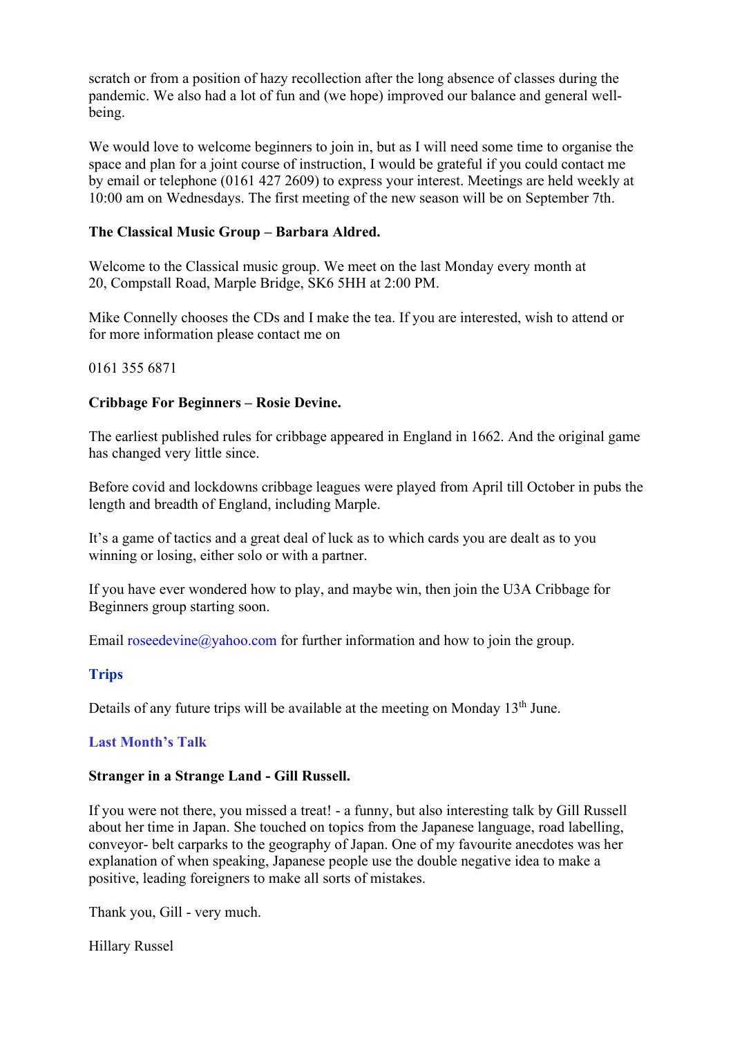scratch or from a position of hazy recollection after the long absence of classes during the pandemic. We also had a lot of fun and (we hope) improved our balance and general well-being.

We would love to welcome beginners to join in, but as I will need some time to organise the space and plan for a joint course of instruction, I would be grateful if you could contact me by email or telephone (0161 427 2609) to express your interest. Meetings are held weekly at 10:00 am on Wednesdays. The first meeting of the new season will be on September 7th.

**The Classical Music Group – Barbara Aldred.**

Welcome to the Classical music group. We meet on the last Monday every month at 20, Compstall Road, Marple Bridge, SK6 5HH at 2:00 PM.

Mike Connelly chooses the CDs and I make the tea. If you are interested, wish to attend or for more information please contact me on

0161 355 6871

**Cribbage For Beginners – Rosie Devine.**

The earliest published rules for cribbage appeared in England in 1662. And the original game has changed very little since.

Before covid and lockdowns cribbage leagues were played from April till October in pubs the length and breadth of England, including Marple.

It's a game of tactics and a great deal of luck as to which cards you are dealt as to you winning or losing, either solo or with a partner.

If you have ever wondered how to play, and maybe win, then join the U3A Cribbage for Beginners group starting soon.

Email roseedevine@yahoo.com for further information and how to join the group.

## Trips

Details of any future trips will be available at the meeting on Monday 13th June.

## Last Month's Talk

**Stranger in a Strange Land - Gill Russell.**

If you were not there, you missed a treat! - a funny, but also interesting talk by Gill Russell about her time in Japan. She touched on topics from the Japanese language, road labelling, conveyor- belt carparks to the geography of Japan. One of my favourite anecdotes was her explanation of when speaking, Japanese people use the double negative idea to make a positive, leading foreigners to make all sorts of mistakes.

Thank you, Gill - very much.

Hillary Russel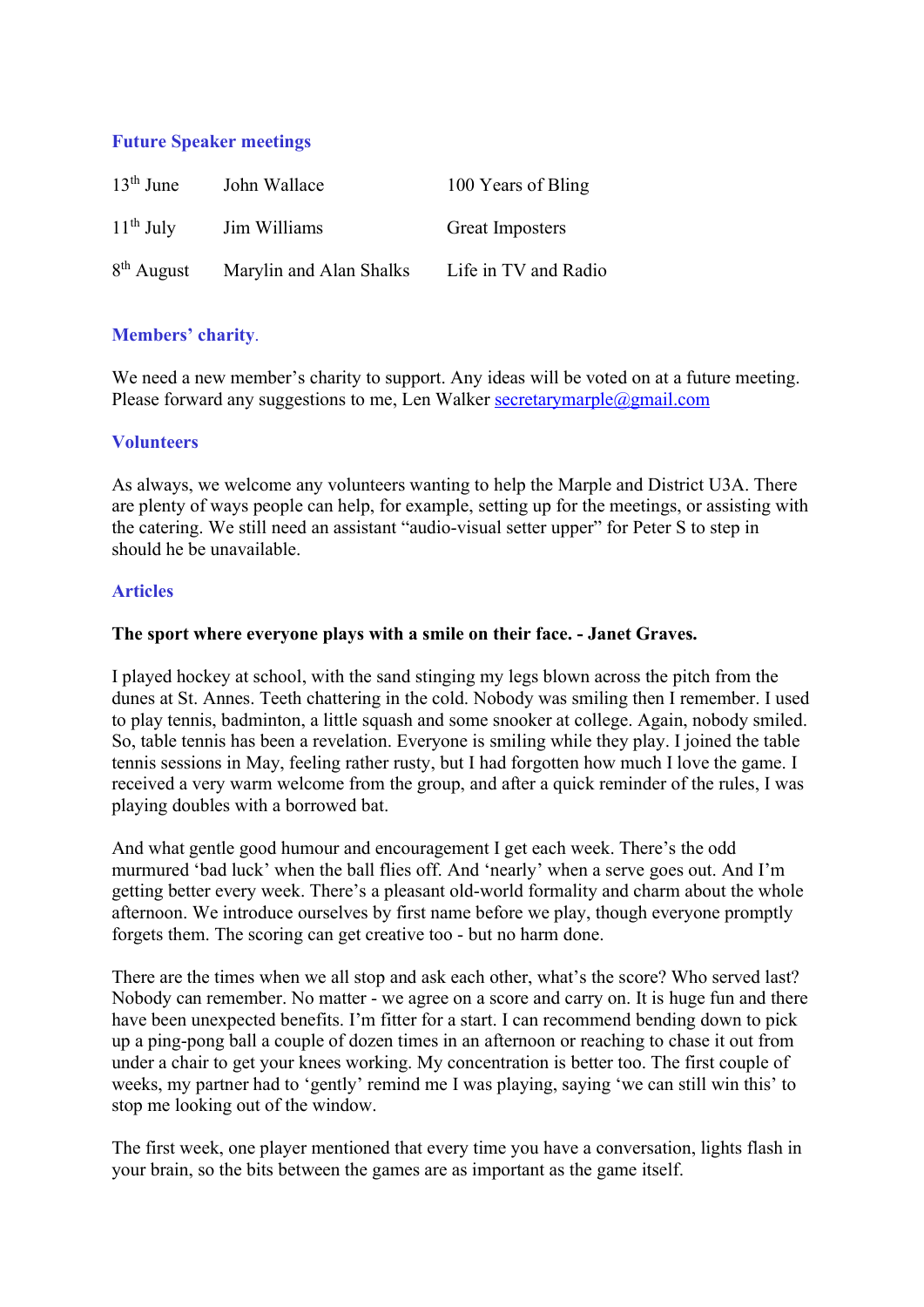## Future Speaker meetings

| | | |
|---|---|---|
| 13th June | John Wallace | 100 Years of Bling |
| 11th July | Jim Williams | Great Imposters |
| 8th August | Marylin and Alan Shalks | Life in TV and Radio |

## Members' charity.

We need a new member's charity to support. Any ideas will be voted on at a future meeting. Please forward any suggestions to me, Len Walker secretarymarple@gmail.com

## Volunteers

As always, we welcome any volunteers wanting to help the Marple and District U3A. There are plenty of ways people can help, for example, setting up for the meetings, or assisting with the catering. We still need an assistant "audio-visual setter upper" for Peter S to step in should he be unavailable.

## Articles

**The sport where everyone plays with a smile on their face. - Janet Graves.**

I played hockey at school, with the sand stinging my legs blown across the pitch from the dunes at St. Annes. Teeth chattering in the cold. Nobody was smiling then I remember. I used to play tennis, badminton, a little squash and some snooker at college. Again, nobody smiled. So, table tennis has been a revelation. Everyone is smiling while they play. I joined the table tennis sessions in May, feeling rather rusty, but I had forgotten how much I love the game. I received a very warm welcome from the group, and after a quick reminder of the rules, I was playing doubles with a borrowed bat.

And what gentle good humour and encouragement I get each week. There's the odd murmured 'bad luck' when the ball flies off. And 'nearly' when a serve goes out. And I'm getting better every week. There's a pleasant old-world formality and charm about the whole afternoon. We introduce ourselves by first name before we play, though everyone promptly forgets them. The scoring can get creative too - but no harm done.

There are the times when we all stop and ask each other, what's the score? Who served last? Nobody can remember. No matter - we agree on a score and carry on. It is huge fun and there have been unexpected benefits. I'm fitter for a start. I can recommend bending down to pick up a ping-pong ball a couple of dozen times in an afternoon or reaching to chase it out from under a chair to get your knees working. My concentration is better too. The first couple of weeks, my partner had to 'gently' remind me I was playing, saying 'we can still win this' to stop me looking out of the window.

The first week, one player mentioned that every time you have a conversation, lights flash in your brain, so the bits between the games are as important as the game itself.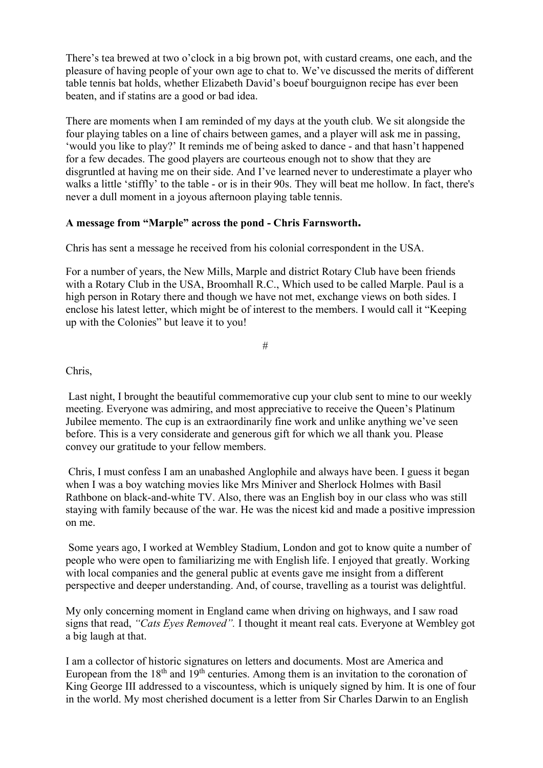There's tea brewed at two o'clock in a big brown pot, with custard creams, one each, and the pleasure of having people of your own age to chat to. We've discussed the merits of different table tennis bat holds, whether Elizabeth David's boeuf bourguignon recipe has ever been beaten, and if statins are a good or bad idea.

There are moments when I am reminded of my days at the youth club. We sit alongside the four playing tables on a line of chairs between games, and a player will ask me in passing, 'would you like to play?' It reminds me of being asked to dance - and that hasn't happened for a few decades. The good players are courteous enough not to show that they are disgruntled at having me on their side. And I've learned never to underestimate a player who walks a little 'stiffly' to the table - or is in their 90s. They will beat me hollow. In fact, there's never a dull moment in a joyous afternoon playing table tennis.

**A message from "Marple" across the pond - Chris Farnsworth.**

Chris has sent a message he received from his colonial correspondent in the USA.

For a number of years, the New Mills, Marple and district Rotary Club have been friends with a Rotary Club in the USA, Broomhall R.C., Which used to be called Marple. Paul is a high person in Rotary there and though we have not met, exchange views on both sides. I enclose his latest letter, which might be of interest to the members. I would call it "Keeping up with the Colonies" but leave it to you!

#

Chris,

Last night, I brought the beautiful commemorative cup your club sent to mine to our weekly meeting. Everyone was admiring, and most appreciative to receive the Queen's Platinum Jubilee memento. The cup is an extraordinarily fine work and unlike anything we've seen before. This is a very considerate and generous gift for which we all thank you. Please convey our gratitude to your fellow members.

Chris, I must confess I am an unabashed Anglophile and always have been. I guess it began when I was a boy watching movies like Mrs Miniver and Sherlock Holmes with Basil Rathbone on black-and-white TV. Also, there was an English boy in our class who was still staying with family because of the war. He was the nicest kid and made a positive impression on me.

Some years ago, I worked at Wembley Stadium, London and got to know quite a number of people who were open to familiarizing me with English life. I enjoyed that greatly. Working with local companies and the general public at events gave me insight from a different perspective and deeper understanding. And, of course, travelling as a tourist was delightful.

My only concerning moment in England came when driving on highways, and I saw road signs that read, *"Cats Eyes Removed".* I thought it meant real cats. Everyone at Wembley got a big laugh at that.

I am a collector of historic signatures on letters and documents. Most are America and European from the 18th and 19th centuries. Among them is an invitation to the coronation of King George III addressed to a viscountess, which is uniquely signed by him. It is one of four in the world. My most cherished document is a letter from Sir Charles Darwin to an English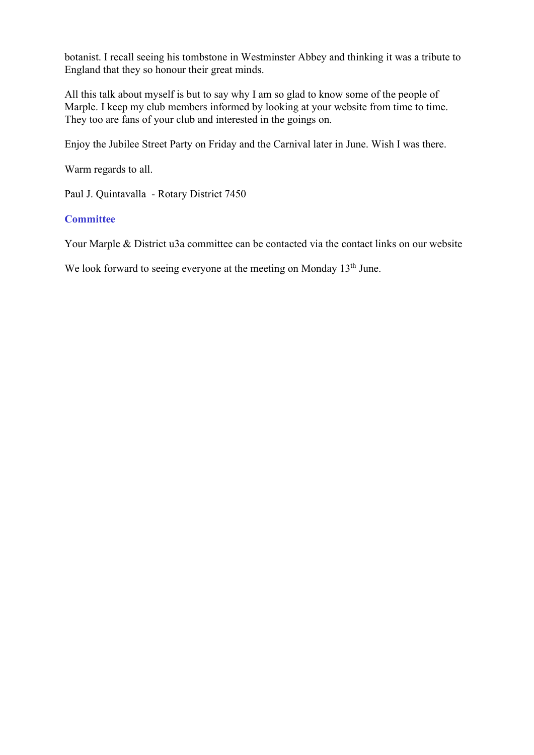botanist. I recall seeing his tombstone in Westminster Abbey and thinking it was a tribute to England that they so honour their great minds.

All this talk about myself is but to say why I am so glad to know some of the people of Marple. I keep my club members informed by looking at your website from time to time. They too are fans of your club and interested in the goings on.

Enjoy the Jubilee Street Party on Friday and the Carnival later in June. Wish I was there.

Warm regards to all.

Paul J. Quintavalla - Rotary District 7450

### Committee

Your Marple & District u3a committee can be contacted via the contact links on our website

We look forward to seeing everyone at the meeting on Monday 13th June.